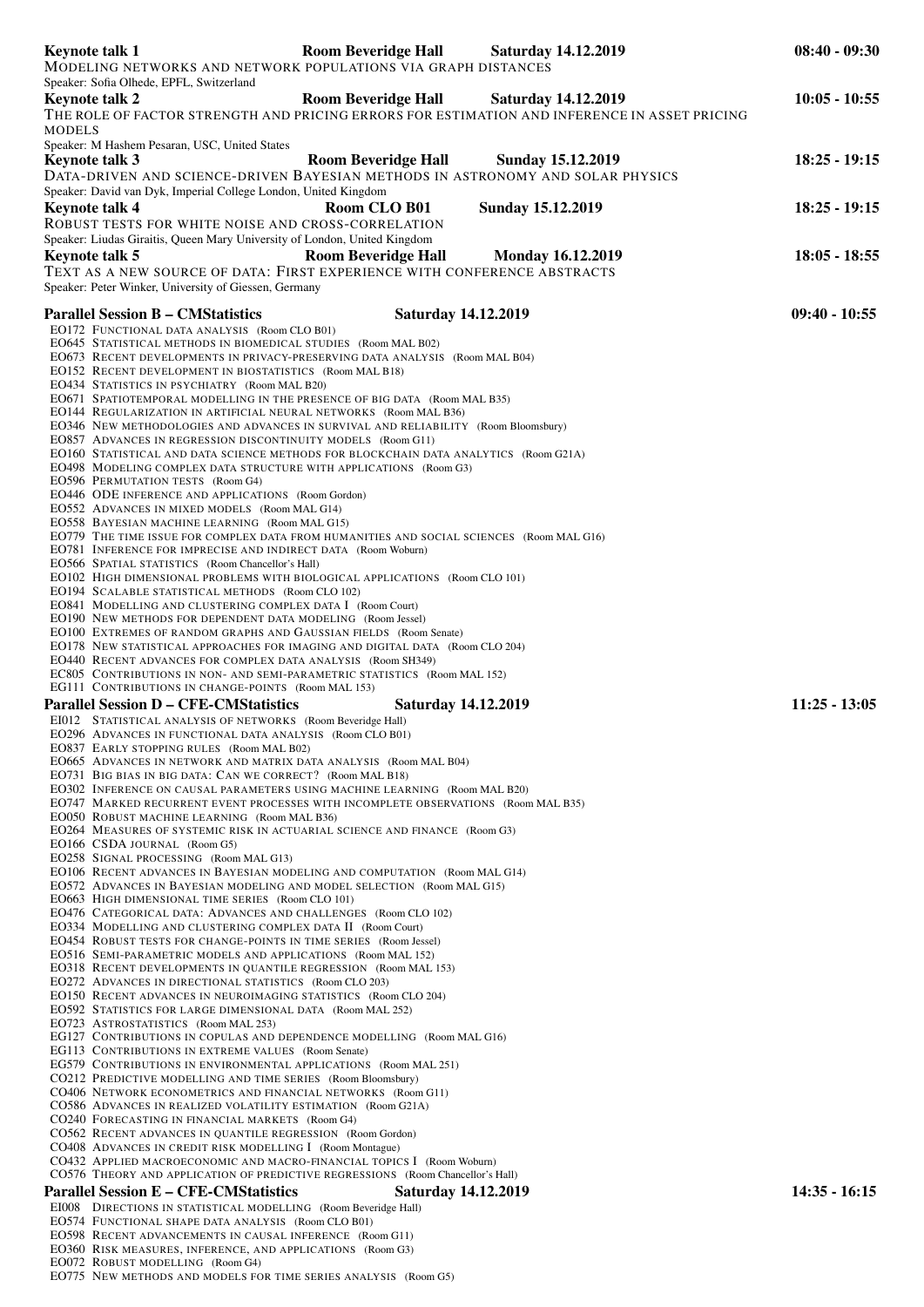**Keynote talk 1** **Room Beveridge Hall** **Saturday 14.12.2019** **08:40 - 09:30**

MODELING NETWORKS AND NETWORK POPULATIONS VIA GRAPH DISTANCES

Speaker: Sofia Olhede, EPFL, Switzerland

**Keynote talk 2** **Room Beveridge Hall** **Saturday 14.12.2019** **10:05 - 10:55**

THE ROLE OF FACTOR STRENGTH AND PRICING ERRORS FOR ESTIMATION AND INFERENCE IN ASSET PRICING MODELS

Speaker: M Hashem Pesaran, USC, United States

**Keynote talk 3** **Room Beveridge Hall** **Sunday 15.12.2019** **18:25 - 19:15**

DATA-DRIVEN AND SCIENCE-DRIVEN BAYESIAN METHODS IN ASTRONOMY AND SOLAR PHYSICS

Speaker: David van Dyk, Imperial College London, United Kingdom

**Keynote talk 4** **Room CLO B01** **Sunday 15.12.2019** **18:25 - 19:15**

ROBUST TESTS FOR WHITE NOISE AND CROSS-CORRELATION

Speaker: Liudas Giraitis, Queen Mary University of London, United Kingdom

**Keynote talk 5** **Room Beveridge Hall** **Monday 16.12.2019** **18:05 - 18:55**

TEXT AS A NEW SOURCE OF DATA: FIRST EXPERIENCE WITH CONFERENCE ABSTRACTS

Speaker: Peter Winker, University of Giessen, Germany

**Parallel Session B – CMStatistics** **Saturday 14.12.2019** **09:40 - 10:55**

EO172 FUNCTIONAL DATA ANALYSIS (Room CLO B01)
EO645 STATISTICAL METHODS IN BIOMEDICAL STUDIES (Room MAL B02)
EO673 RECENT DEVELOPMENTS IN PRIVACY-PRESERVING DATA ANALYSIS (Room MAL B04)
EO152 RECENT DEVELOPMENT IN BIOSTATISTICS (Room MAL B18)
EO434 STATISTICS IN PSYCHIATRY (Room MAL B20)
EO671 SPATIOTEMPORAL MODELLING IN THE PRESENCE OF BIG DATA (Room MAL B35)
EO144 REGULARIZATION IN ARTIFICIAL NEURAL NETWORKS (Room MAL B36)
EO346 NEW METHODOLOGIES AND ADVANCES IN SURVIVAL AND RELIABILITY (Room Bloomsbury)
EO857 ADVANCES IN REGRESSION DISCONTINUITY MODELS (Room G11)
EO160 STATISTICAL AND DATA SCIENCE METHODS FOR BLOCKCHAIN DATA ANALYTICS (Room G21A)
EO498 MODELING COMPLEX DATA STRUCTURE WITH APPLICATIONS (Room G3)
EO596 PERMUTATION TESTS (Room G4)
EO446 ODE INFERENCE AND APPLICATIONS (Room Gordon)
EO552 ADVANCES IN MIXED MODELS (Room MAL G14)
EO558 BAYESIAN MACHINE LEARNING (Room MAL G15)
EO779 THE TIME ISSUE FOR COMPLEX DATA FROM HUMANITIES AND SOCIAL SCIENCES (Room MAL G16)
EO781 INFERENCE FOR IMPRECISE AND INDIRECT DATA (Room Woburn)
EO566 SPATIAL STATISTICS (Room Chancellor's Hall)
EO102 HIGH DIMENSIONAL PROBLEMS WITH BIOLOGICAL APPLICATIONS (Room CLO 101)
EO194 SCALABLE STATISTICAL METHODS (Room CLO 102)
EO841 MODELLING AND CLUSTERING COMPLEX DATA I (Room Court)
EO190 NEW METHODS FOR DEPENDENT DATA MODELING (Room Jessel)
EO100 EXTREMES OF RANDOM GRAPHS AND GAUSSIAN FIELDS (Room Senate)
EO178 NEW STATISTICAL APPROACHES FOR IMAGING AND DIGITAL DATA (Room CLO 204)
EO440 RECENT ADVANCES FOR COMPLEX DATA ANALYSIS (Room SH349)
EC805 CONTRIBUTIONS IN NON- AND SEMI-PARAMETRIC STATISTICS (Room MAL 152)
EG111 CONTRIBUTIONS IN CHANGE-POINTS (Room MAL 153)

**Parallel Session D – CFE-CMStatistics** **Saturday 14.12.2019** **11:25 - 13:05**

EI012 STATISTICAL ANALYSIS OF NETWORKS (Room Beveridge Hall)
EO296 ADVANCES IN FUNCTIONAL DATA ANALYSIS (Room CLO B01)
EO837 EARLY STOPPING RULES (Room MAL B02)
EO665 ADVANCES IN NETWORK AND MATRIX DATA ANALYSIS (Room MAL B04)
EO731 BIG BIAS IN BIG DATA: CAN WE CORRECT? (Room MAL B18)
EO302 INFERENCE ON CAUSAL PARAMETERS USING MACHINE LEARNING (Room MAL B20)
EO747 MARKED RECURRENT EVENT PROCESSES WITH INCOMPLETE OBSERVATIONS (Room MAL B35)
EO050 ROBUST MACHINE LEARNING (Room MAL B36)
EO264 MEASURES OF SYSTEMIC RISK IN ACTUARIAL SCIENCE AND FINANCE (Room G3)
EO166 CSDA JOURNAL (Room G5)
EO258 SIGNAL PROCESSING (Room MAL G13)
EO106 RECENT ADVANCES IN BAYESIAN MODELING AND COMPUTATION (Room MAL G14)
EO572 ADVANCES IN BAYESIAN MODELING AND MODEL SELECTION (Room MAL G15)
EO663 HIGH DIMENSIONAL TIME SERIES (Room CLO 101)
EO476 CATEGORICAL DATA: ADVANCES AND CHALLENGES (Room CLO 102)
EO334 MODELLING AND CLUSTERING COMPLEX DATA II (Room Court)
EO454 ROBUST TESTS FOR CHANGE-POINTS IN TIME SERIES (Room Jessel)
EO516 SEMI-PARAMETRIC MODELS AND APPLICATIONS (Room MAL 152)
EO318 RECENT DEVELOPMENTS IN QUANTILE REGRESSION (Room MAL 153)
EO272 ADVANCES IN DIRECTIONAL STATISTICS (Room CLO 203)
EO150 RECENT ADVANCES IN NEUROIMAGING STATISTICS (Room CLO 204)
EO592 STATISTICS FOR LARGE DIMENSIONAL DATA (Room MAL 252)
EO723 ASTROSTATISTICS (Room MAL 253)
EG127 CONTRIBUTIONS IN COPULAS AND DEPENDENCE MODELLING (Room MAL G16)
EG113 CONTRIBUTIONS IN EXTREME VALUES (Room Senate)
EG579 CONTRIBUTIONS IN ENVIRONMENTAL APPLICATIONS (Room MAL 251)
CO212 PREDICTIVE MODELLING AND TIME SERIES (Room Bloomsbury)
CO406 NETWORK ECONOMETRICS AND FINANCIAL NETWORKS (Room G11)
CO586 ADVANCES IN REALIZED VOLATILITY ESTIMATION (Room G21A)
CO240 FORECASTING IN FINANCIAL MARKETS (Room G4)
CO562 RECENT ADVANCES IN QUANTILE REGRESSION (Room Gordon)
CO408 ADVANCES IN CREDIT RISK MODELLING I (Room Montague)
CO432 APPLIED MACROECONOMIC AND MACRO-FINANCIAL TOPICS I (Room Woburn)
CO576 THEORY AND APPLICATION OF PREDICTIVE REGRESSIONS (Room Chancellor's Hall)

**Parallel Session E – CFE-CMStatistics** **Saturday 14.12.2019** **14:35 - 16:15**

EI008 DIRECTIONS IN STATISTICAL MODELLING (Room Beveridge Hall)
EO574 FUNCTIONAL SHAPE DATA ANALYSIS (Room CLO B01)
EO598 RECENT ADVANCEMENTS IN CAUSAL INFERENCE (Room G11)
EO360 RISK MEASURES, INFERENCE, AND APPLICATIONS (Room G3)
EO072 ROBUST MODELLING (Room G4)
EO775 NEW METHODS AND MODELS FOR TIME SERIES ANALYSIS (Room G5)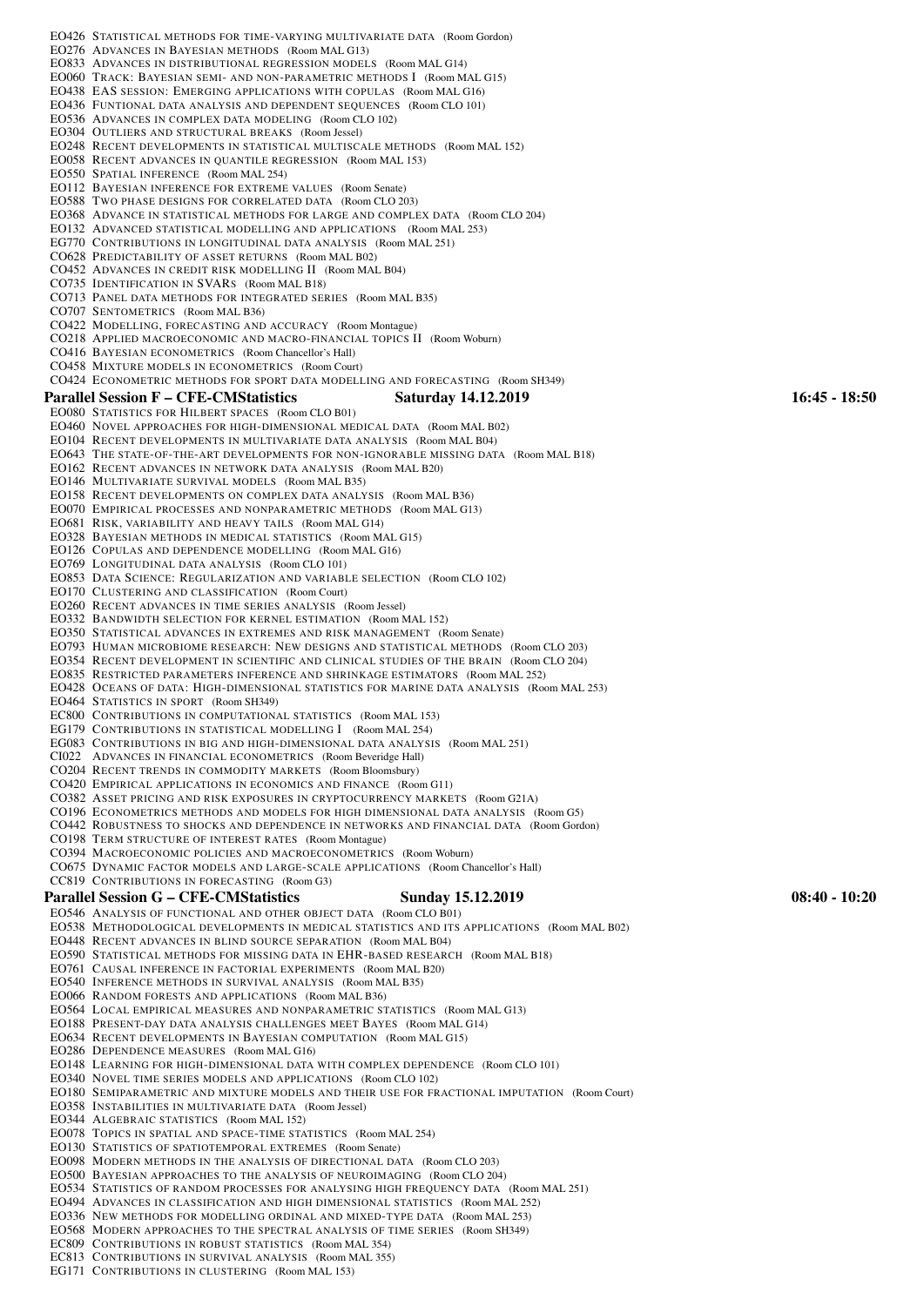EO426 Statistical methods for time-varying multivariate data (Room Gordon)
EO276 Advances in Bayesian methods (Room MAL G13)
EO833 Advances in distributional regression models (Room MAL G14)
EO060 Track: Bayesian semi- and non-parametric methods I (Room MAL G15)
EO438 EAS session: Emerging applications with copulas (Room MAL G16)
EO436 Funtional data analysis and dependent sequences (Room CLO 101)
EO536 Advances in complex data modeling (Room CLO 102)
EO304 Outliers and structural breaks (Room Jessel)
EO248 Recent developments in statistical multiscale methods (Room MAL 152)
EO058 Recent advances in quantile regression (Room MAL 153)
EO550 Spatial inference (Room MAL 254)
EO112 Bayesian inference for extreme values (Room Senate)
EO588 Two phase designs for correlated data (Room CLO 203)
EO368 Advance in statistical methods for large and complex data (Room CLO 204)
EO132 Advanced statistical modelling and applications (Room MAL 253)
EG770 Contributions in longitudinal data analysis (Room MAL 251)
CO628 Predictability of asset returns (Room MAL B02)
CO452 Advances in credit risk modelling II (Room MAL B04)
CO735 Identification in SVARs (Room MAL B18)
CO713 Panel data methods for integrated series (Room MAL B35)
CO707 Sentometrics (Room MAL B36)
CO422 Modelling, forecasting and accuracy (Room Montague)
CO218 Applied macroeconomic and macro-financial topics II (Room Woburn)
CO416 Bayesian econometrics (Room Chancellor's Hall)
CO458 Mixture models in econometrics (Room Court)
CO424 Econometric methods for sport data modelling and forecasting (Room SH349)

**Parallel Session F – CFE-CMStatistics Saturday 14.12.2019 16:45 - 18:50**

EO080 Statistics for Hilbert spaces (Room CLO B01)
EO460 Novel approaches for high-dimensional medical data (Room MAL B02)
EO104 Recent developments in multivariate data analysis (Room MAL B04)
EO643 The state-of-the-art developments for non-ignorable missing data (Room MAL B18)
EO162 Recent advances in network data analysis (Room MAL B20)
EO146 Multivariate survival models (Room MAL B35)
EO158 Recent developments on complex data analysis (Room MAL B36)
EO070 Empirical processes and nonparametric methods (Room MAL G13)
EO681 Risk, variability and heavy tails (Room MAL G14)
EO328 Bayesian methods in medical statistics (Room MAL G15)
EO126 Copulas and dependence modelling (Room MAL G16)
EO769 Longitudinal data analysis (Room CLO 101)
EO853 Data Science: Regularization and variable selection (Room CLO 102)
EO170 Clustering and classification (Room Court)
EO260 Recent advances in time series analysis (Room Jessel)
EO332 Bandwidth selection for kernel estimation (Room MAL 152)
EO350 Statistical advances in extremes and risk management (Room Senate)
EO793 Human microbiome research: New designs and statistical methods (Room CLO 203)
EO354 Recent development in scientific and clinical studies of the brain (Room CLO 204)
EO835 Restricted parameters inference and shrinkage estimators (Room MAL 252)
EO428 Oceans of data: High-dimensional statistics for marine data analysis (Room MAL 253)
EO464 Statistics in sport (Room SH349)
EC800 Contributions in computational statistics (Room MAL 153)
EG179 Contributions in statistical modelling I (Room MAL 254)
EG083 Contributions in big and high-dimensional data analysis (Room MAL 251)
CI022 Advances in financial econometrics (Room Beveridge Hall)
CO204 Recent trends in commodity markets (Room Bloomsbury)
CO420 Empirical applications in economics and finance (Room G11)
CO382 Asset pricing and risk exposures in cryptocurrency markets (Room G21A)
CO196 Econometrics methods and models for high dimensional data analysis (Room G5)
CO442 Robustness to shocks and dependence in networks and financial data (Room Gordon)
CO198 Term structure of interest rates (Room Montague)
CO394 Macroeconomic policies and macroeconometrics (Room Woburn)
CO675 Dynamic factor models and large-scale applications (Room Chancellor's Hall)
CC819 Contributions in forecasting (Room G3)

**Parallel Session G – CFE-CMStatistics Sunday 15.12.2019 08:40 - 10:20**

EO546 Analysis of functional and other object data (Room CLO B01)
EO538 Methodological developments in medical statistics and its applications (Room MAL B02)
EO448 Recent advances in blind source separation (Room MAL B04)
EO590 Statistical methods for missing data in EHR-based research (Room MAL B18)
EO761 Causal inference in factorial experiments (Room MAL B20)
EO540 Inference methods in survival analysis (Room MAL B35)
EO066 Random forests and applications (Room MAL B36)
EO564 Local empirical measures and nonparametric statistics (Room MAL G13)
EO188 Present-day data analysis challenges meet Bayes (Room MAL G14)
EO634 Recent developments in Bayesian computation (Room MAL G15)
EO286 Dependence measures (Room MAL G16)
EO148 Learning for high-dimensional data with complex dependence (Room CLO 101)
EO340 Novel time series models and applications (Room CLO 102)
EO180 Semiparametric and mixture models and their use for fractional imputation (Room Court)
EO358 Instabilities in multivariate data (Room Jessel)
EO344 Algebraic statistics (Room MAL 152)
EO078 Topics in spatial and space-time statistics (Room MAL 254)
EO130 Statistics of spatiotemporal extremes (Room Senate)
EO098 Modern methods in the analysis of directional data (Room CLO 203)
EO500 Bayesian approaches to the analysis of neuroimaging (Room CLO 204)
EO534 Statistics of random processes for analysing high frequency data (Room MAL 251)
EO494 Advances in classification and high dimensional statistics (Room MAL 252)
EO336 New methods for modelling ordinal and mixed-type data (Room MAL 253)
EO568 Modern approaches to the spectral analysis of time series (Room SH349)
EC809 Contributions in robust statistics (Room MAL 354)
EC813 Contributions in survival analysis (Room MAL 355)
EG171 Contributions in clustering (Room MAL 153)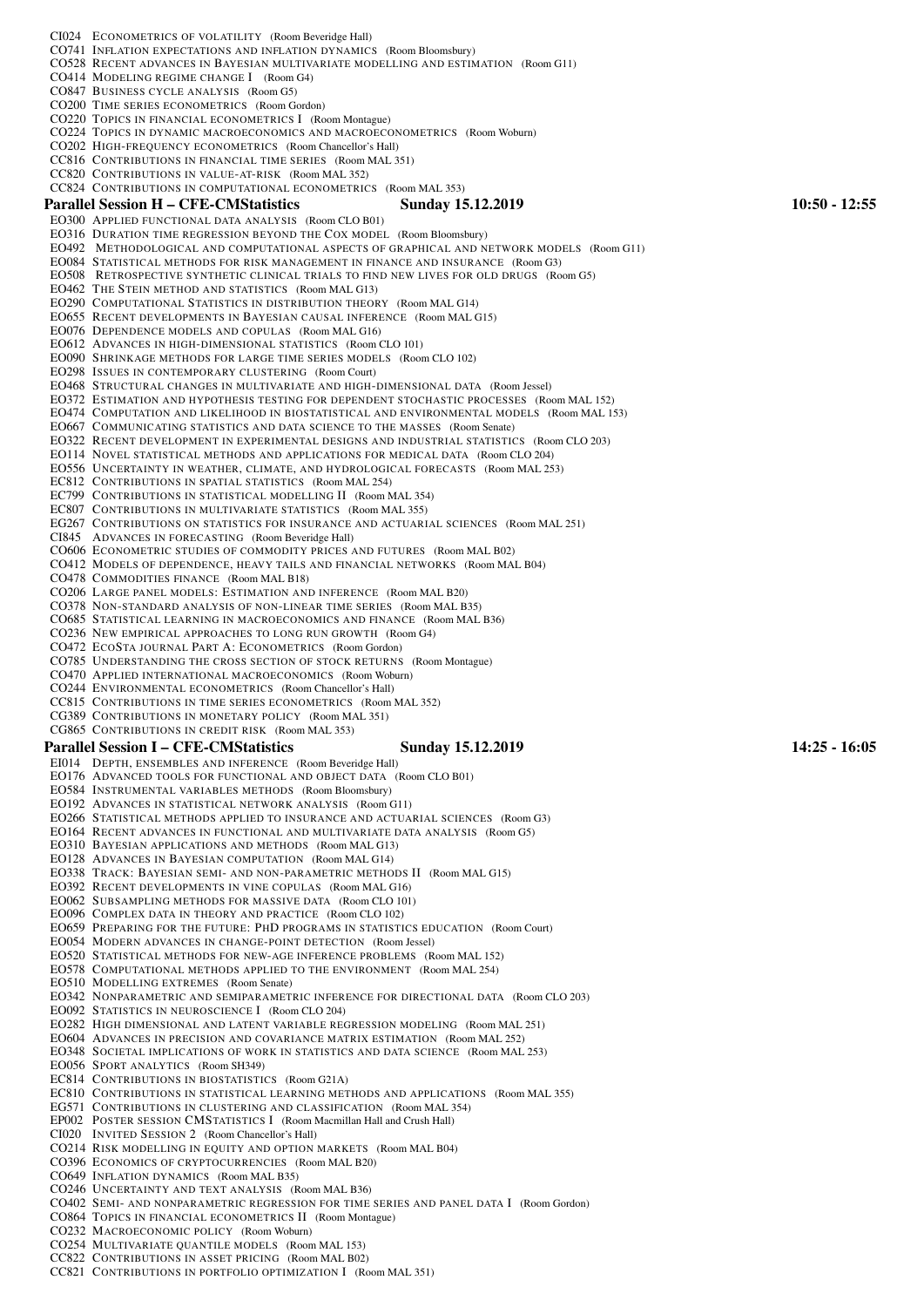CI024 Econometrics of volatility (Room Beveridge Hall)
CO741 Inflation expectations and inflation dynamics (Room Bloomsbury)
CO528 Recent advances in Bayesian multivariate modelling and estimation (Room G11)
CO414 Modeling regime change I (Room G4)
CO847 Business cycle analysis (Room G5)
CO200 Time series econometrics (Room Gordon)
CO220 Topics in financial econometrics I (Room Montague)
CO224 Topics in dynamic macroeconomics and macroeconometrics (Room Woburn)
CO202 High-frequency econometrics (Room Chancellor's Hall)
CC816 Contributions in financial time series (Room MAL 351)
CC820 Contributions in value-at-risk (Room MAL 352)
CC824 Contributions in computational econometrics (Room MAL 353)

## Parallel Session H – CFE-CMStatistics — Sunday 15.12.2019 — 10:50 - 12:55

EO300 Applied functional data analysis (Room CLO B01)
EO316 Duration time regression beyond the Cox model (Room Bloomsbury)
EO492 Methodological and computational aspects of graphical and network models (Room G11)
EO084 Statistical methods for risk management in finance and insurance (Room G3)
EO508 Retrospective synthetic clinical trials to find new lives for old drugs (Room G5)
EO462 The Stein method and statistics (Room MAL G13)
EO290 Computational Statistics in distribution theory (Room MAL G14)
EO655 Recent developments in Bayesian causal inference (Room MAL G15)
EO076 Dependence models and copulas (Room MAL G16)
EO612 Advances in high-dimensional statistics (Room CLO 101)
EO090 Shrinkage methods for large time series models (Room CLO 102)
EO298 Issues in contemporary clustering (Room Court)
EO468 Structural changes in multivariate and high-dimensional data (Room Jessel)
EO372 Estimation and hypothesis testing for dependent stochastic processes (Room MAL 152)
EO474 Computation and likelihood in biostatistical and environmental models (Room MAL 153)
EO667 Communicating statistics and data science to the masses (Room Senate)
EO322 Recent development in experimental designs and industrial statistics (Room CLO 203)
EO114 Novel statistical methods and applications for medical data (Room CLO 204)
EO556 Uncertainty in weather, climate, and hydrological forecasts (Room MAL 253)
EC812 Contributions in spatial statistics (Room MAL 254)
EC799 Contributions in statistical modelling II (Room MAL 354)
EC807 Contributions in multivariate statistics (Room MAL 355)
EG267 Contributions on statistics for insurance and actuarial sciences (Room MAL 251)
CI845 Advances in forecasting (Room Beveridge Hall)
CO606 Econometric studies of commodity prices and futures (Room MAL B02)
CO412 Models of dependence, heavy tails and financial networks (Room MAL B04)
CO478 Commodities finance (Room MAL B18)
CO206 Large panel models: Estimation and inference (Room MAL B20)
CO378 Non-standard analysis of non-linear time series (Room MAL B35)
CO685 Statistical learning in macroeconomics and finance (Room MAL B36)
CO236 New empirical approaches to long run growth (Room G4)
CO472 EcoSta journal Part A: Econometrics (Room Gordon)
CO785 Understanding the cross section of stock returns (Room Montague)
CO470 Applied international macroeconomics (Room Woburn)
CO244 Environmental econometrics (Room Chancellor's Hall)
CC815 Contributions in time series econometrics (Room MAL 352)
CG389 Contributions in monetary policy (Room MAL 351)
CG865 Contributions in credit risk (Room MAL 353)

## Parallel Session I – CFE-CMStatistics — Sunday 15.12.2019 — 14:25 - 16:05

EI014 Depth, ensembles and inference (Room Beveridge Hall)
EO176 Advanced tools for functional and object data (Room CLO B01)
EO584 Instrumental variables methods (Room Bloomsbury)
EO192 Advances in statistical network analysis (Room G11)
EO266 Statistical methods applied to insurance and actuarial sciences (Room G3)
EO164 Recent advances in functional and multivariate data analysis (Room G5)
EO310 Bayesian applications and methods (Room MAL G13)
EO128 Advances in Bayesian computation (Room MAL G14)
EO338 Track: Bayesian semi- and non-parametric methods II (Room MAL G15)
EO392 Recent developments in vine copulas (Room MAL G16)
EO062 Subsampling methods for massive data (Room CLO 101)
EO096 Complex data in theory and practice (Room CLO 102)
EO659 Preparing for the future: PhD programs in statistics education (Room Court)
EO054 Modern advances in change-point detection (Room Jessel)
EO520 Statistical methods for new-age inference problems (Room MAL 152)
EO578 Computational methods applied to the environment (Room MAL 254)
EO510 Modelling extremes (Room Senate)
EO342 Nonparametric and semiparametric inference for directional data (Room CLO 203)
EO092 Statistics in neuroscience I (Room CLO 204)
EO282 High dimensional and latent variable regression modeling (Room MAL 251)
EO604 Advances in precision and covariance matrix estimation (Room MAL 252)
EO348 Societal implications of work in statistics and data science (Room MAL 253)
EO056 Sport analytics (Room SH349)
EC814 Contributions in biostatistics (Room G21A)
EC810 Contributions in statistical learning methods and applications (Room MAL 355)
EG571 Contributions in clustering and classification (Room MAL 354)
EP002 Poster session CMStatistics I (Room Macmillan Hall and Crush Hall)
CI020 Invited Session 2 (Room Chancellor's Hall)
CO214 Risk modelling in equity and option markets (Room MAL B04)
CO396 Economics of cryptocurrencies (Room MAL B20)
CO649 Inflation dynamics (Room MAL B35)
CO246 Uncertainty and text analysis (Room MAL B36)
CO402 Semi- and nonparametric regression for time series and panel data I (Room Gordon)
CO864 Topics in financial econometrics II (Room Montague)
CO232 Macroeconomic policy (Room Woburn)
CO254 Multivariate quantile models (Room MAL 153)
CC822 Contributions in asset pricing (Room MAL B02)
CC821 Contributions in portfolio optimization I (Room MAL 351)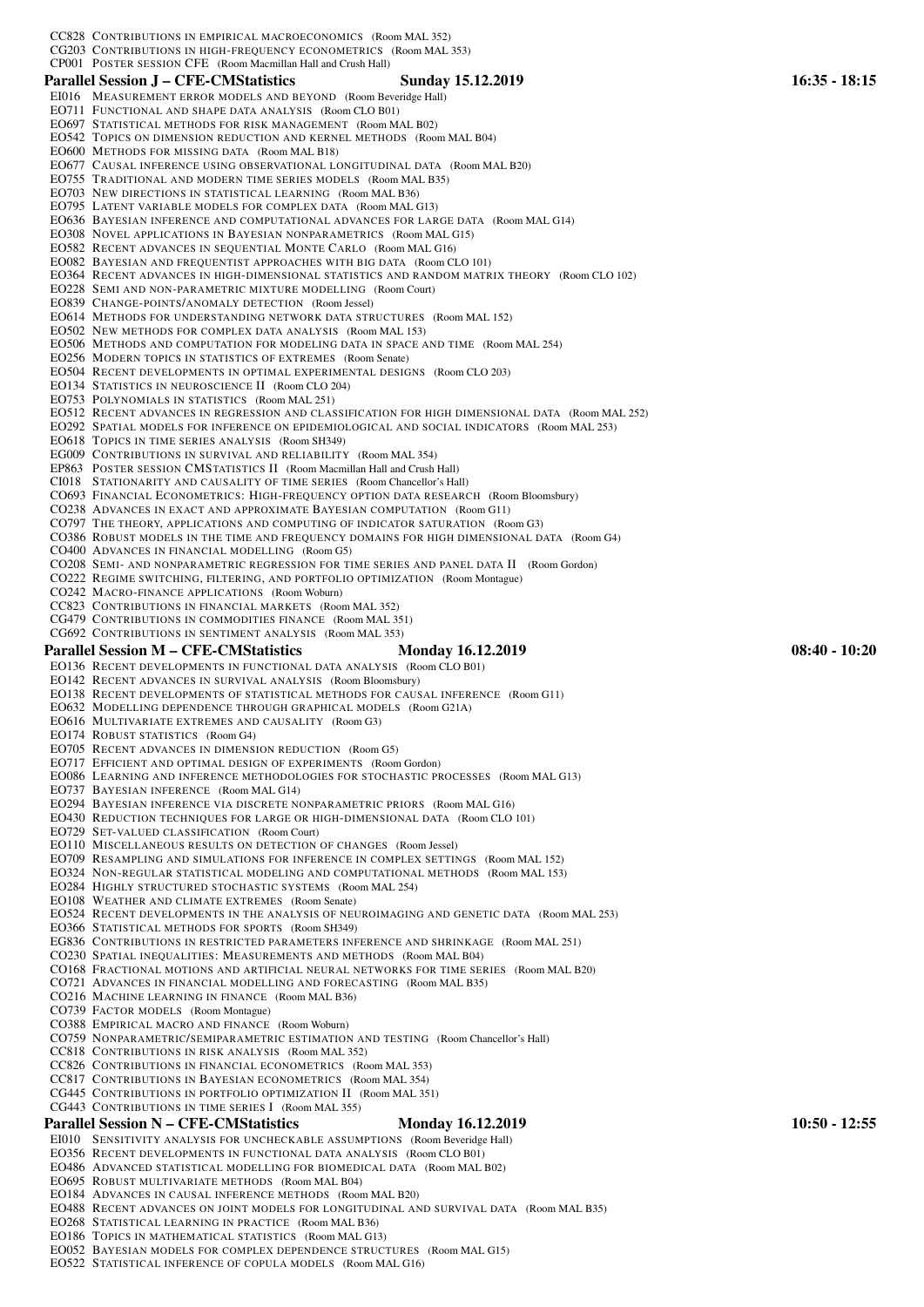CC828 Contributions in empirical macroeconomics (Room MAL 352)
CG203 Contributions in high-frequency econometrics (Room MAL 353)
CP001 Poster session CFE (Room Macmillan Hall and Crush Hall)

## Parallel Session J – CFE-CMStatistics Sunday 15.12.2019 16:35 - 18:15

EI016 Measurement error models and beyond (Room Beveridge Hall)
EO711 Functional and shape data analysis (Room CLO B01)
EO697 Statistical methods for risk management (Room MAL B02)
EO542 Topics on dimension reduction and kernel methods (Room MAL B04)
EO600 Methods for missing data (Room MAL B18)
EO677 Causal inference using observational longitudinal data (Room MAL B20)
EO755 Traditional and modern time series models (Room MAL B35)
EO703 New directions in statistical learning (Room MAL B36)
EO795 Latent variable models for complex data (Room MAL G13)
EO636 Bayesian inference and computational advances for large data (Room MAL G14)
EO308 Novel applications in Bayesian nonparametrics (Room MAL G15)
EO582 Recent advances in sequential Monte Carlo (Room MAL G16)
EO082 Bayesian and frequentist approaches with big data (Room CLO 101)
EO364 Recent advances in high-dimensional statistics and random matrix theory (Room CLO 102)
EO228 Semi and non-parametric mixture modelling (Room Court)
EO839 Change-points/anomaly detection (Room Jessel)
EO614 Methods for understanding network data structures (Room MAL 152)
EO502 New methods for complex data analysis (Room MAL 153)
EO506 Methods and computation for modeling data in space and time (Room MAL 254)
EO256 Modern topics in statistics of extremes (Room Senate)
EO504 Recent developments in optimal experimental designs (Room CLO 203)
EO134 Statistics in neuroscience II (Room CLO 204)
EO753 Polynomials in statistics (Room MAL 251)
EO512 Recent advances in regression and classification for high dimensional data (Room MAL 252)
EO292 Spatial models for inference on epidemiological and social indicators (Room MAL 253)
EO618 Topics in time series analysis (Room SH349)
EG009 Contributions in survival and reliability (Room MAL 354)
EP863 Poster session CMStatistics II (Room Macmillan Hall and Crush Hall)
CI018 Stationarity and causality of time series (Room Chancellor's Hall)
CO693 Financial Econometrics: High-frequency option data research (Room Bloomsbury)
CO238 Advances in exact and approximate Bayesian computation (Room G11)
CO797 The theory, applications and computing of indicator saturation (Room G3)
CO386 Robust models in the time and frequency domains for high dimensional data (Room G4)
CO400 Advances in financial modelling (Room G5)
CO208 Semi- and nonparametric regression for time series and panel data II (Room Gordon)
CO222 Regime switching, filtering, and portfolio optimization (Room Montague)
CO242 Macro-finance applications (Room Woburn)
CC823 Contributions in financial markets (Room MAL 352)
CG479 Contributions in commodities finance (Room MAL 351)
CG692 Contributions in sentiment analysis (Room MAL 353)

## Parallel Session M – CFE-CMStatistics Monday 16.12.2019 08:40 - 10:20

EO136 Recent developments in functional data analysis (Room CLO B01)
EO142 Recent advances in survival analysis (Room Bloomsbury)
EO138 Recent developments of statistical methods for causal inference (Room G11)
EO632 Modelling dependence through graphical models (Room G21A)
EO616 Multivariate extremes and causality (Room G3)
EO174 Robust statistics (Room G4)
EO705 Recent advances in dimension reduction (Room G5)
EO717 Efficient and optimal design of experiments (Room Gordon)
EO086 Learning and inference methodologies for stochastic processes (Room MAL G13)
EO737 Bayesian inference (Room MAL G14)
EO294 Bayesian inference via discrete nonparametric priors (Room MAL G16)
EO430 Reduction techniques for large or high-dimensional data (Room CLO 101)
EO729 Set-valued classification (Room Court)
EO110 Miscellaneous results on detection of changes (Room Jessel)
EO709 Resampling and simulations for inference in complex settings (Room MAL 152)
EO324 Non-regular statistical modeling and computational methods (Room MAL 153)
EO284 Highly structured stochastic systems (Room MAL 254)
EO108 Weather and climate extremes (Room Senate)
EO524 Recent developments in the analysis of neuroimaging and genetic data (Room MAL 253)
EO366 Statistical methods for sports (Room SH349)
EG836 Contributions in restricted parameters inference and shrinkage (Room MAL 251)
CO230 Spatial inequalities: Measurements and methods (Room MAL B04)
CO168 Fractional motions and artificial neural networks for time series (Room MAL B20)
CO721 Advances in financial modelling and forecasting (Room MAL B35)
CO216 Machine learning in finance (Room MAL B36)
CO739 Factor models (Room Montague)
CO388 Empirical macro and finance (Room Woburn)
CO759 Nonparametric/semiparametric estimation and testing (Room Chancellor's Hall)
CC818 Contributions in risk analysis (Room MAL 352)
CC826 Contributions in financial econometrics (Room MAL 353)
CC817 Contributions in Bayesian econometrics (Room MAL 354)
CG445 Contributions in portfolio optimization II (Room MAL 351)
CG443 Contributions in time series I (Room MAL 355)

## Parallel Session N – CFE-CMStatistics Monday 16.12.2019 10:50 - 12:55

EI010 Sensitivity analysis for uncheckable assumptions (Room Beveridge Hall)
EO356 Recent developments in functional data analysis (Room CLO B01)
EO486 Advanced statistical modelling for biomedical data (Room MAL B02)
EO695 Robust multivariate methods (Room MAL B04)
EO184 Advances in causal inference methods (Room MAL B20)
EO488 Recent advances on joint models for longitudinal and survival data (Room MAL B35)
EO268 Statistical learning in practice (Room MAL B36)
EO186 Topics in mathematical statistics (Room MAL G13)
EO052 Bayesian models for complex dependence structures (Room MAL G15)
EO522 Statistical inference of copula models (Room MAL G16)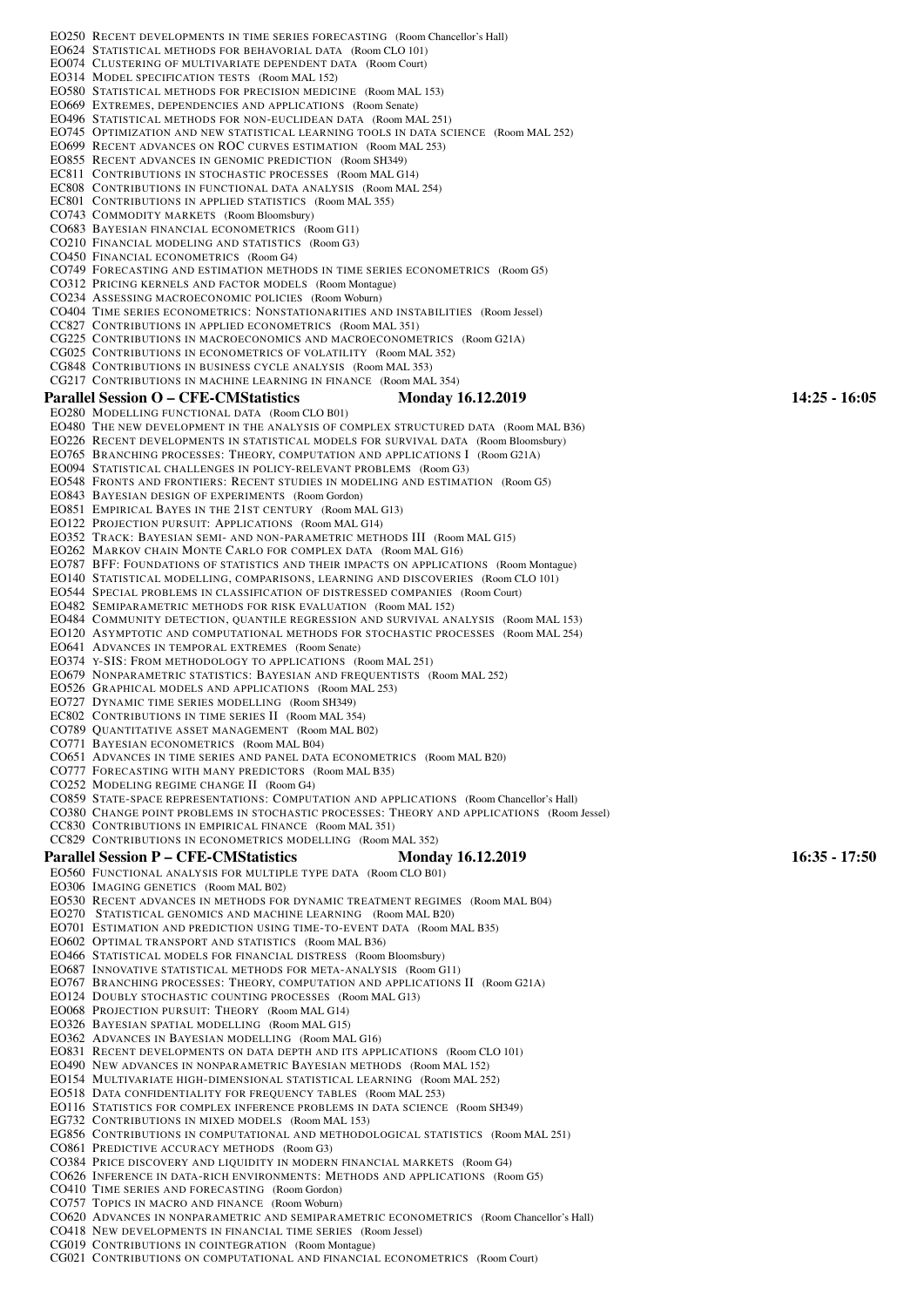EO250 RECENT DEVELOPMENTS IN TIME SERIES FORECASTING (Room Chancellor's Hall)
EO624 STATISTICAL METHODS FOR BEHAVORIAL DATA (Room CLO 101)
EO074 CLUSTERING OF MULTIVARIATE DEPENDENT DATA (Room Court)
EO314 MODEL SPECIFICATION TESTS (Room MAL 152)
EO580 STATISTICAL METHODS FOR PRECISION MEDICINE (Room MAL 153)
EO669 EXTREMES, DEPENDENCIES AND APPLICATIONS (Room Senate)
EO496 STATISTICAL METHODS FOR NON-EUCLIDEAN DATA (Room MAL 251)
EO745 OPTIMIZATION AND NEW STATISTICAL LEARNING TOOLS IN DATA SCIENCE (Room MAL 252)
EO699 RECENT ADVANCES ON ROC CURVES ESTIMATION (Room MAL 253)
EO855 RECENT ADVANCES IN GENOMIC PREDICTION (Room SH349)
EC811 CONTRIBUTIONS IN STOCHASTIC PROCESSES (Room MAL G14)
EC808 CONTRIBUTIONS IN FUNCTIONAL DATA ANALYSIS (Room MAL 254)
EC801 CONTRIBUTIONS IN APPLIED STATISTICS (Room MAL 355)
CO743 COMMODITY MARKETS (Room Bloomsbury)
CO683 BAYESIAN FINANCIAL ECONOMETRICS (Room G11)
CO210 FINANCIAL MODELING AND STATISTICS (Room G3)
CO450 FINANCIAL ECONOMETRICS (Room G4)
CO749 FORECASTING AND ESTIMATION METHODS IN TIME SERIES ECONOMETRICS (Room G5)
CO312 PRICING KERNELS AND FACTOR MODELS (Room Montague)
CO234 ASSESSING MACROECONOMIC POLICIES (Room Woburn)
CO404 TIME SERIES ECONOMETRICS: NONSTATIONARITIES AND INSTABILITIES (Room Jessel)
CC827 CONTRIBUTIONS IN APPLIED ECONOMETRICS (Room MAL 351)
CG225 CONTRIBUTIONS IN MACROECONOMICS AND MACROECONOMETRICS (Room G21A)
CG025 CONTRIBUTIONS IN ECONOMETRICS OF VOLATILITY (Room MAL 352)
CG848 CONTRIBUTIONS IN BUSINESS CYCLE ANALYSIS (Room MAL 353)
CG217 CONTRIBUTIONS IN MACHINE LEARNING IN FINANCE (Room MAL 354)

**Parallel Session O – CFE-CMStatistics** **Monday 16.12.2019** **14:25 - 16:05**

EO280 MODELLING FUNCTIONAL DATA (Room CLO B01)
EO480 THE NEW DEVELOPMENT IN THE ANALYSIS OF COMPLEX STRUCTURED DATA (Room MAL B36)
EO226 RECENT DEVELOPMENTS IN STATISTICAL MODELS FOR SURVIVAL DATA (Room Bloomsbury)
EO765 BRANCHING PROCESSES: THEORY, COMPUTATION AND APPLICATIONS I (Room G21A)
EO094 STATISTICAL CHALLENGES IN POLICY-RELEVANT PROBLEMS (Room G3)
EO548 FRONTS AND FRONTIERS: RECENT STUDIES IN MODELING AND ESTIMATION (Room G5)
EO843 BAYESIAN DESIGN OF EXPERIMENTS (Room Gordon)
EO851 EMPIRICAL BAYES IN THE 21ST CENTURY (Room MAL G13)
EO122 PROJECTION PURSUIT: APPLICATIONS (Room MAL G14)
EO352 TRACK: BAYESIAN SEMI- AND NON-PARAMETRIC METHODS III (Room MAL G15)
EO262 MARKOV CHAIN MONTE CARLO FOR COMPLEX DATA (Room MAL G16)
EO787 BFF: FOUNDATIONS OF STATISTICS AND THEIR IMPACTS ON APPLICATIONS (Room Montague)
EO140 STATISTICAL MODELLING, COMPARISONS, LEARNING AND DISCOVERIES (Room CLO 101)
EO544 SPECIAL PROBLEMS IN CLASSIFICATION OF DISTRESSED COMPANIES (Room Court)
EO482 SEMIPARAMETRIC METHODS FOR RISK EVALUATION (Room MAL 152)
EO484 COMMUNITY DETECTION, QUANTILE REGRESSION AND SURVIVAL ANALYSIS (Room MAL 153)
EO120 ASYMPTOTIC AND COMPUTATIONAL METHODS FOR STOCHASTIC PROCESSES (Room MAL 254)
EO641 ADVANCES IN TEMPORAL EXTREMES (Room Senate)
EO374 Y-SIS: FROM METHODOLOGY TO APPLICATIONS (Room MAL 251)
EO679 NONPARAMETRIC STATISTICS: BAYESIAN AND FREQUENTISTS (Room MAL 252)
EO526 GRAPHICAL MODELS AND APPLICATIONS (Room MAL 253)
EO727 DYNAMIC TIME SERIES MODELLING (Room SH349)
EC802 CONTRIBUTIONS IN TIME SERIES II (Room MAL 354)
CO789 QUANTITATIVE ASSET MANAGEMENT (Room MAL B02)
CO771 BAYESIAN ECONOMETRICS (Room MAL B04)
CO651 ADVANCES IN TIME SERIES AND PANEL DATA ECONOMETRICS (Room MAL B20)
CO777 FORECASTING WITH MANY PREDICTORS (Room MAL B35)
CO252 MODELING REGIME CHANGE II (Room G4)
CO859 STATE-SPACE REPRESENTATIONS: COMPUTATION AND APPLICATIONS (Room Chancellor's Hall)
CO380 CHANGE POINT PROBLEMS IN STOCHASTIC PROCESSES: THEORY AND APPLICATIONS (Room Jessel)
CC830 CONTRIBUTIONS IN EMPIRICAL FINANCE (Room MAL 351)
CC829 CONTRIBUTIONS IN ECONOMETRICS MODELLING (Room MAL 352)

**Parallel Session P – CFE-CMStatistics** **Monday 16.12.2019** **16:35 - 17:50**

EO560 FUNCTIONAL ANALYSIS FOR MULTIPLE TYPE DATA (Room CLO B01)
EO306 IMAGING GENETICS (Room MAL B02)
EO530 RECENT ADVANCES IN METHODS FOR DYNAMIC TREATMENT REGIMES (Room MAL B04)
EO270 STATISTICAL GENOMICS AND MACHINE LEARNING (Room MAL B20)
EO701 ESTIMATION AND PREDICTION USING TIME-TO-EVENT DATA (Room MAL B35)
EO602 OPTIMAL TRANSPORT AND STATISTICS (Room MAL B36)
EO466 STATISTICAL MODELS FOR FINANCIAL DISTRESS (Room Bloomsbury)
EO687 INNOVATIVE STATISTICAL METHODS FOR META-ANALYSIS (Room G11)
EO767 BRANCHING PROCESSES: THEORY, COMPUTATION AND APPLICATIONS II (Room G21A)
EO124 DOUBLY STOCHASTIC COUNTING PROCESSES (Room MAL G13)
EO068 PROJECTION PURSUIT: THEORY (Room MAL G14)
EO326 BAYESIAN SPATIAL MODELLING (Room MAL G15)
EO362 ADVANCES IN BAYESIAN MODELLING (Room MAL G16)
EO831 RECENT DEVELOPMENTS ON DATA DEPTH AND ITS APPLICATIONS (Room CLO 101)
EO490 NEW ADVANCES IN NONPARAMETRIC BAYESIAN METHODS (Room MAL 152)
EO154 MULTIVARIATE HIGH-DIMENSIONAL STATISTICAL LEARNING (Room MAL 252)
EO518 DATA CONFIDENTIALITY FOR FREQUENCY TABLES (Room MAL 253)
EO116 STATISTICS FOR COMPLEX INFERENCE PROBLEMS IN DATA SCIENCE (Room SH349)
EG732 CONTRIBUTIONS IN MIXED MODELS (Room MAL 153)
EG856 CONTRIBUTIONS IN COMPUTATIONAL AND METHODOLOGICAL STATISTICS (Room MAL 251)
CO861 PREDICTIVE ACCURACY METHODS (Room G3)
CO384 PRICE DISCOVERY AND LIQUIDITY IN MODERN FINANCIAL MARKETS (Room G4)
CO626 INFERENCE IN DATA-RICH ENVIRONMENTS: METHODS AND APPLICATIONS (Room G5)
CO410 TIME SERIES AND FORECASTING (Room Gordon)
CO757 TOPICS IN MACRO AND FINANCE (Room Woburn)
CO620 ADVANCES IN NONPARAMETRIC AND SEMIPARAMETRIC ECONOMETRICS (Room Chancellor's Hall)
CO418 NEW DEVELOPMENTS IN FINANCIAL TIME SERIES (Room Jessel)
CG019 CONTRIBUTIONS IN COINTEGRATION (Room Montague)
CG021 CONTRIBUTIONS ON COMPUTATIONAL AND FINANCIAL ECONOMETRICS (Room Court)